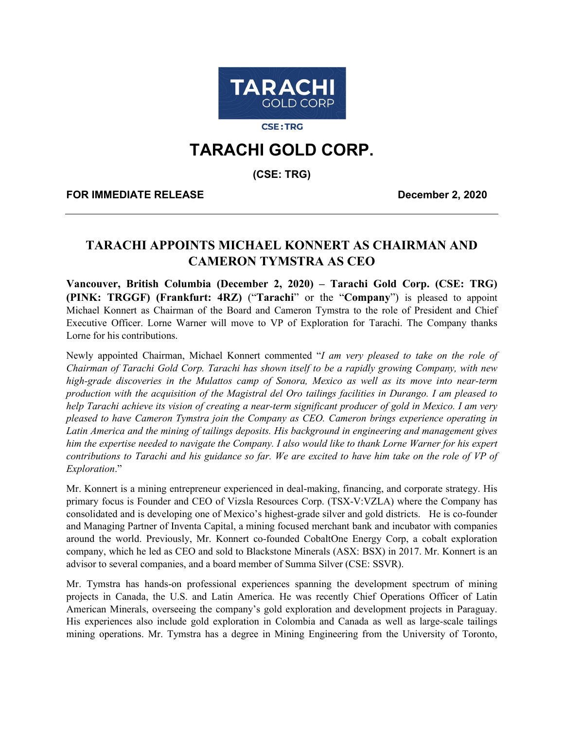**CSE : TRG**

# TARACHI GOLD CORP.

**(CSE: TRG)**

**FOR IMMEDIATE RELEASE** **December 2, 2020**

---

## TARACHI APPOINTS MICHAEL KONNERT AS CHAIRMAN AND CAMERON TYMSTRA AS CEO

**Vancouver, British Columbia (December 2, 2020) – Tarachi Gold Corp. (CSE: TRG) (PINK: TRGGF) (Frankfurt: 4RZ)** ("**Tarachi**" or the "**Company**") is pleased to appoint Michael Konnert as Chairman of the Board and Cameron Tymstra to the role of President and Chief Executive Officer. Lorne Warner will move to VP of Exploration for Tarachi. The Company thanks Lorne for his contributions.

Newly appointed Chairman, Michael Konnert commented "*I am very pleased to take on the role of Chairman of Tarachi Gold Corp. Tarachi has shown itself to be a rapidly growing Company, with new high-grade discoveries in the Mulattos camp of Sonora, Mexico as well as its move into near-term production with the acquisition of the Magistral del Oro tailings facilities in Durango. I am pleased to help Tarachi achieve its vision of creating a near-term significant producer of gold in Mexico. I am very pleased to have Cameron Tymstra join the Company as CEO. Cameron brings experience operating in Latin America and the mining of tailings deposits. His background in engineering and management gives him the expertise needed to navigate the Company. I also would like to thank Lorne Warner for his expert contributions to Tarachi and his guidance so far. We are excited to have him take on the role of VP of Exploration*."

Mr. Konnert is a mining entrepreneur experienced in deal-making, financing, and corporate strategy. His primary focus is Founder and CEO of Vizsla Resources Corp. (TSX-V:VZLA) where the Company has consolidated and is developing one of Mexico's highest-grade silver and gold districts. He is co-founder and Managing Partner of Inventa Capital, a mining focused merchant bank and incubator with companies around the world. Previously, Mr. Konnert co-founded CobaltOne Energy Corp, a cobalt exploration company, which he led as CEO and sold to Blackstone Minerals (ASX: BSX) in 2017. Mr. Konnert is an advisor to several companies, and a board member of Summa Silver (CSE: SSVR).

Mr. Tymstra has hands-on professional experiences spanning the development spectrum of mining projects in Canada, the U.S. and Latin America. He was recently Chief Operations Officer of Latin American Minerals, overseeing the company's gold exploration and development projects in Paraguay. His experiences also include gold exploration in Colombia and Canada as well as large-scale tailings mining operations. Mr. Tymstra has a degree in Mining Engineering from the University of Toronto,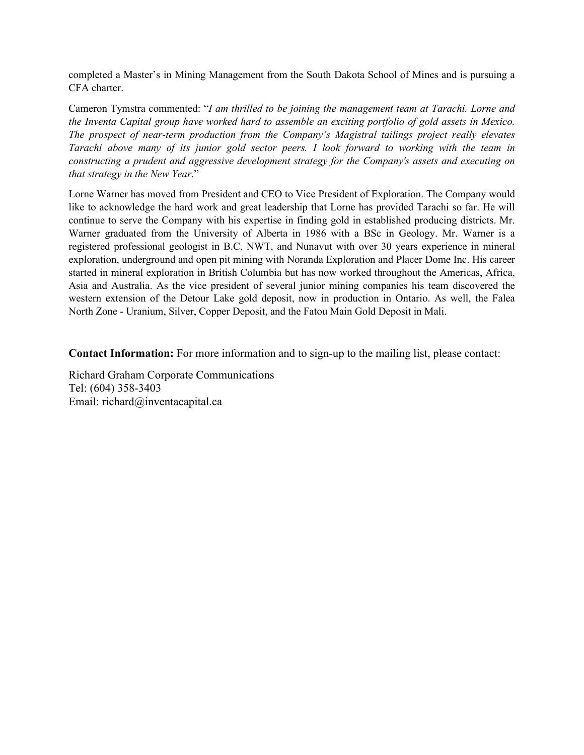completed a Master's in Mining Management from the South Dakota School of Mines and is pursuing a CFA charter.

Cameron Tymstra commented: "*I am thrilled to be joining the management team at Tarachi. Lorne and the Inventa Capital group have worked hard to assemble an exciting portfolio of gold assets in Mexico. The prospect of near-term production from the Company's Magistral tailings project really elevates Tarachi above many of its junior gold sector peers. I look forward to working with the team in constructing a prudent and aggressive development strategy for the Company's assets and executing on that strategy in the New Year*."

Lorne Warner has moved from President and CEO to Vice President of Exploration. The Company would like to acknowledge the hard work and great leadership that Lorne has provided Tarachi so far. He will continue to serve the Company with his expertise in finding gold in established producing districts. Mr. Warner graduated from the University of Alberta in 1986 with a BSc in Geology. Mr. Warner is a registered professional geologist in B.C, NWT, and Nunavut with over 30 years experience in mineral exploration, underground and open pit mining with Noranda Exploration and Placer Dome Inc. His career started in mineral exploration in British Columbia but has now worked throughout the Americas, Africa, Asia and Australia. As the vice president of several junior mining companies his team discovered the western extension of the Detour Lake gold deposit, now in production in Ontario. As well, the Falea North Zone - Uranium, Silver, Copper Deposit, and the Fatou Main Gold Deposit in Mali.

**Contact Information:** For more information and to sign-up to the mailing list, please contact:

Richard Graham Corporate Communications
Tel: (604) 358-3403
Email: richard@inventacapital.ca